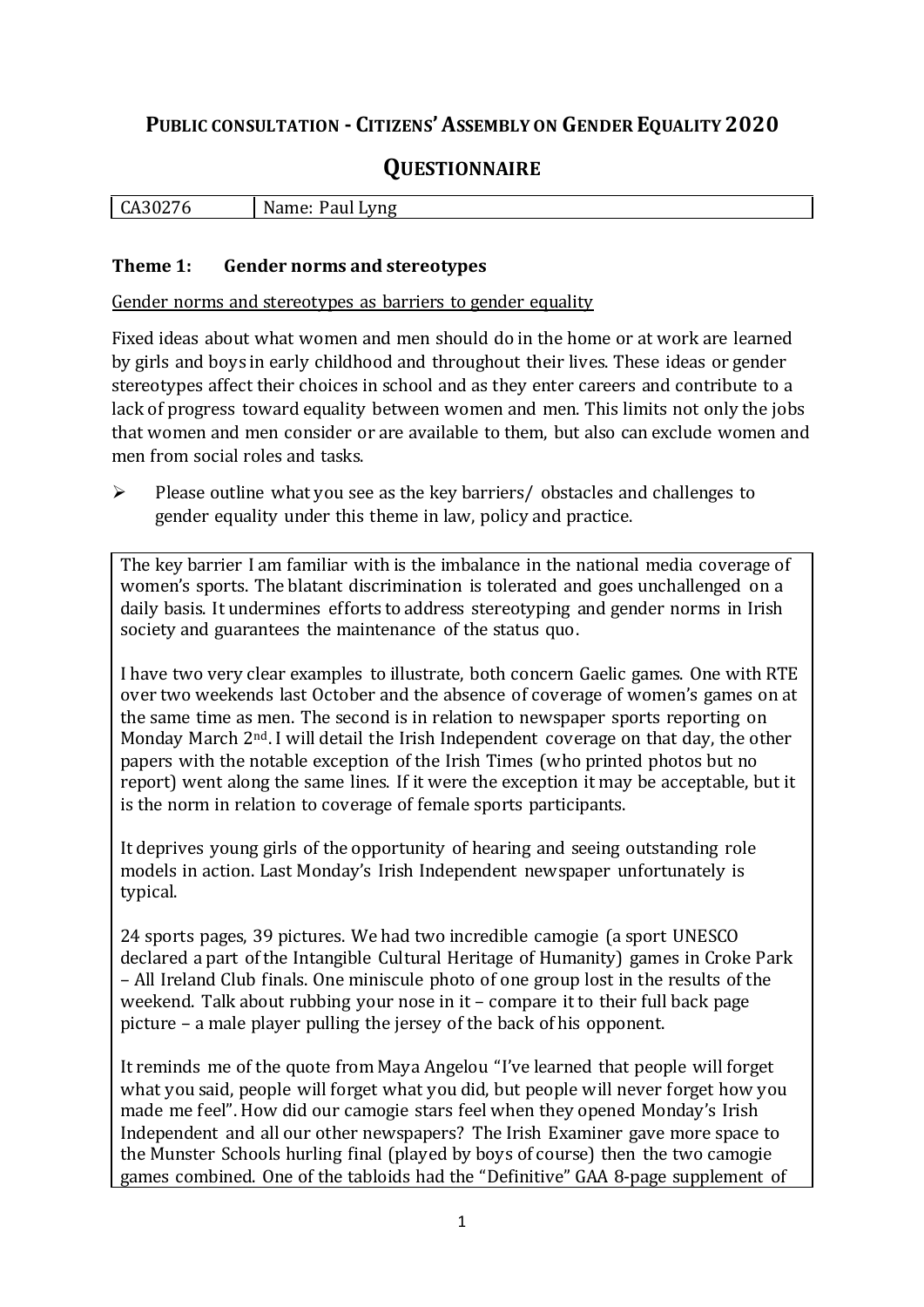# PUBLIC CONSULTATION - CITIZENS' ASSEMBLY ON GENDER EQUALITY 2020

## QUESTIONNAIRE

| CA30276 | Name: Paul Lyng |
|---|---|

### Theme 1: Gender norms and stereotypes

Gender norms and stereotypes as barriers to gender equality

Fixed ideas about what women and men should do in the home or at work are learned by girls and boys in early childhood and throughout their lives. These ideas or gender stereotypes affect their choices in school and as they enter careers and contribute to a lack of progress toward equality between women and men. This limits not only the jobs that women and men consider or are available to them, but also can exclude women and men from social roles and tasks.

- Please outline what you see as the key barriers/ obstacles and challenges to gender equality under this theme in law, policy and practice.

The key barrier I am familiar with is the imbalance in the national media coverage of women's sports. The blatant discrimination is tolerated and goes unchallenged on a daily basis. It undermines efforts to address stereotyping and gender norms in Irish society and guarantees the maintenance of the status quo.

I have two very clear examples to illustrate, both concern Gaelic games. One with RTE over two weekends last October and the absence of coverage of women's games on at the same time as men. The second is in relation to newspaper sports reporting on Monday March 2nd. I will detail the Irish Independent coverage on that day, the other papers with the notable exception of the Irish Times (who printed photos but no report) went along the same lines. If it were the exception it may be acceptable, but it is the norm in relation to coverage of female sports participants.

It deprives young girls of the opportunity of hearing and seeing outstanding role models in action. Last Monday's Irish Independent newspaper unfortunately is typical.

24 sports pages, 39 pictures. We had two incredible camogie (a sport UNESCO declared a part of the Intangible Cultural Heritage of Humanity) games in Croke Park – All Ireland Club finals. One miniscule photo of one group lost in the results of the weekend. Talk about rubbing your nose in it – compare it to their full back page picture – a male player pulling the jersey of the back of his opponent.

It reminds me of the quote from Maya Angelou "I've learned that people will forget what you said, people will forget what you did, but people will never forget how you made me feel". How did our camogie stars feel when they opened Monday's Irish Independent and all our other newspapers? The Irish Examiner gave more space to the Munster Schools hurling final (played by boys of course) then the two camogie games combined. One of the tabloids had the "Definitive" GAA 8-page supplement of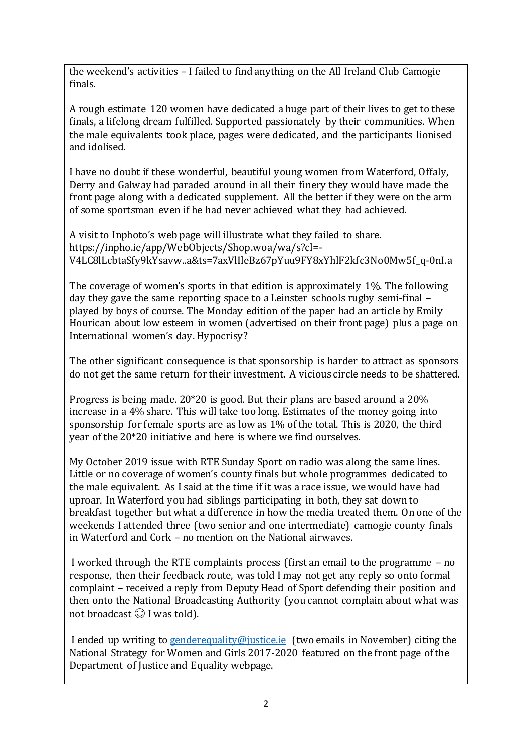the weekend's activities – I failed to find anything on the All Ireland Club Camogie finals.

A rough estimate 120 women have dedicated a huge part of their lives to get to these finals, a lifelong dream fulfilled. Supported passionately by their communities. When the male equivalents took place, pages were dedicated, and the participants lionised and idolised.

I have no doubt if these wonderful, beautiful young women from Waterford, Offaly, Derry and Galway had paraded around in all their finery they would have made the front page along with a dedicated supplement. All the better if they were on the arm of some sportsman even if he had never achieved what they had achieved.

A visit to Inphoto's web page will illustrate what they failed to share.
https://inpho.ie/app/WebObjects/Shop.woa/wa/s?cl=-V4LC8lLcbtaSfy9kYsavw..a&ts=7axVlIleBz67pYuu9FY8xYhlF2kfc3No0Mw5f_q-0nI.a

The coverage of women's sports in that edition is approximately 1%. The following day they gave the same reporting space to a Leinster schools rugby semi-final – played by boys of course. The Monday edition of the paper had an article by Emily Hourican about low esteem in women (advertised on their front page) plus a page on International women's day. Hypocrisy?

The other significant consequence is that sponsorship is harder to attract as sponsors do not get the same return for their investment. A vicious circle needs to be shattered.

Progress is being made. 20*20 is good. But their plans are based around a 20% increase in a 4% share. This will take too long. Estimates of the money going into sponsorship for female sports are as low as 1% of the total. This is 2020, the third year of the 20*20 initiative and here is where we find ourselves.

My October 2019 issue with RTE Sunday Sport on radio was along the same lines. Little or no coverage of women's county finals but whole programmes dedicated to the male equivalent. As I said at the time if it was a race issue, we would have had uproar. In Waterford you had siblings participating in both, they sat down to breakfast together but what a difference in how the media treated them. On one of the weekends I attended three (two senior and one intermediate) camogie county finals in Waterford and Cork – no mention on the National airwaves.

I worked through the RTE complaints process (first an email to the programme – no response, then their feedback route, was told I may not get any reply so onto formal complaint – received a reply from Deputy Head of Sport defending their position and then onto the National Broadcasting Authority (you cannot complain about what was not broadcast ☺ I was told).

I ended up writing to genderequality@justice.ie (two emails in November) citing the National Strategy for Women and Girls 2017-2020 featured on the front page of the Department of Justice and Equality webpage.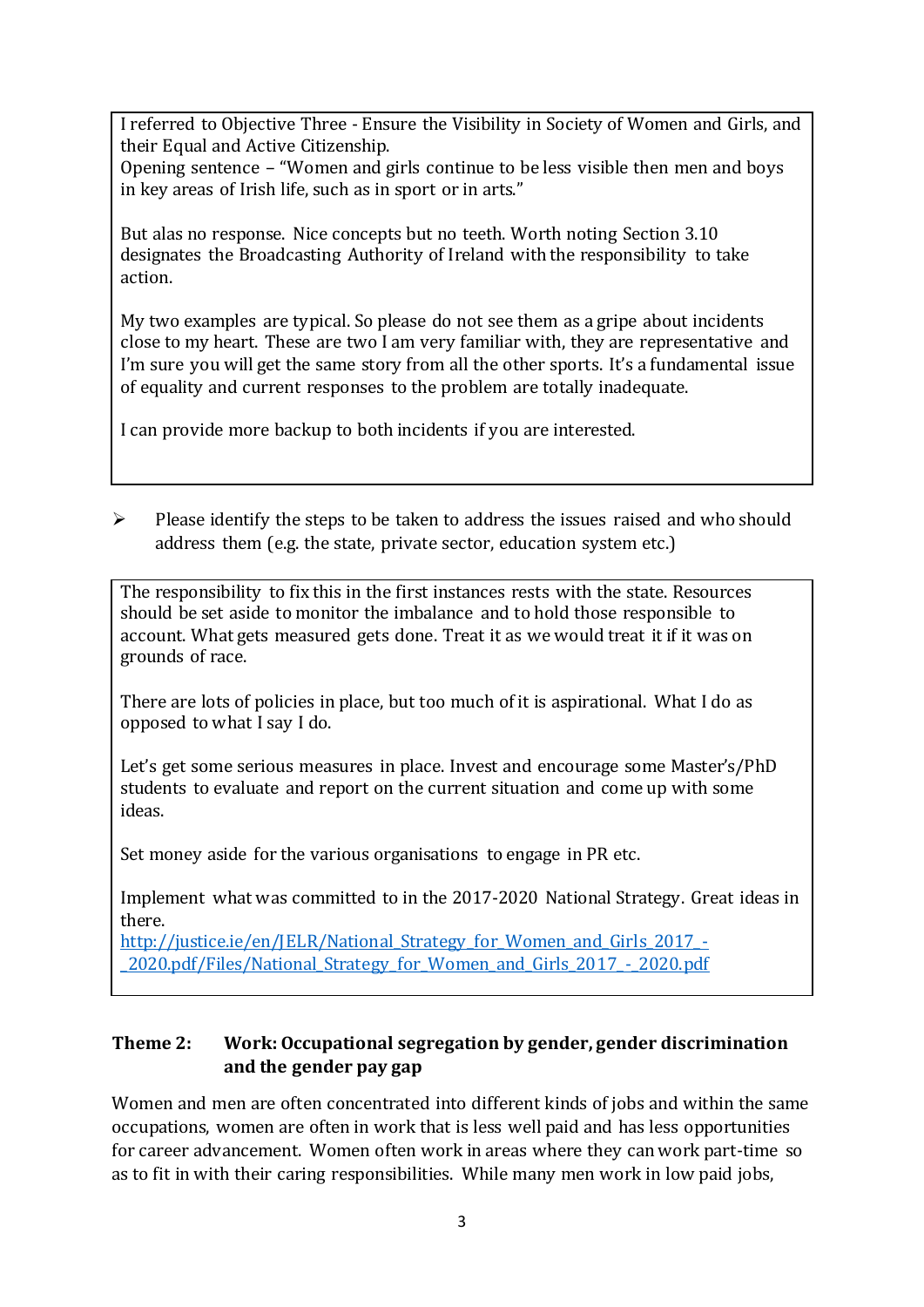I referred to Objective Three - Ensure the Visibility in Society of Women and Girls, and their Equal and Active Citizenship.
Opening sentence – "Women and girls continue to be less visible then men and boys in key areas of Irish life, such as in sport or in arts."

But alas no response. Nice concepts but no teeth. Worth noting Section 3.10 designates the Broadcasting Authority of Ireland with the responsibility to take action.

My two examples are typical. So please do not see them as a gripe about incidents close to my heart. These are two I am very familiar with, they are representative and I'm sure you will get the same story from all the other sports. It's a fundamental issue of equality and current responses to the problem are totally inadequate.

I can provide more backup to both incidents if you are interested.

- Please identify the steps to be taken to address the issues raised and who should address them (e.g. the state, private sector, education system etc.)

The responsibility to fix this in the first instances rests with the state. Resources should be set aside to monitor the imbalance and to hold those responsible to account. What gets measured gets done. Treat it as we would treat it if it was on grounds of race.

There are lots of policies in place, but too much of it is aspirational. What I do as opposed to what I say I do.

Let's get some serious measures in place. Invest and encourage some Master's/PhD students to evaluate and report on the current situation and come up with some ideas.

Set money aside for the various organisations to engage in PR etc.

Implement what was committed to in the 2017-2020 National Strategy. Great ideas in there.
[http://justice.ie/en/JELR/National_Strategy_for_Women_and_Girls_2017_-_2020.pdf/Files/National_Strategy_for_Women_and_Girls_2017_-_2020.pdf](http://justice.ie/en/JELR/National_Strategy_for_Women_and_Girls_2017_-_2020.pdf/Files/National_Strategy_for_Women_and_Girls_2017_-_2020.pdf)

## Theme 2: Work: Occupational segregation by gender, gender discrimination and the gender pay gap

Women and men are often concentrated into different kinds of jobs and within the same occupations, women are often in work that is less well paid and has less opportunities for career advancement. Women often work in areas where they can work part-time so as to fit in with their caring responsibilities. While many men work in low paid jobs,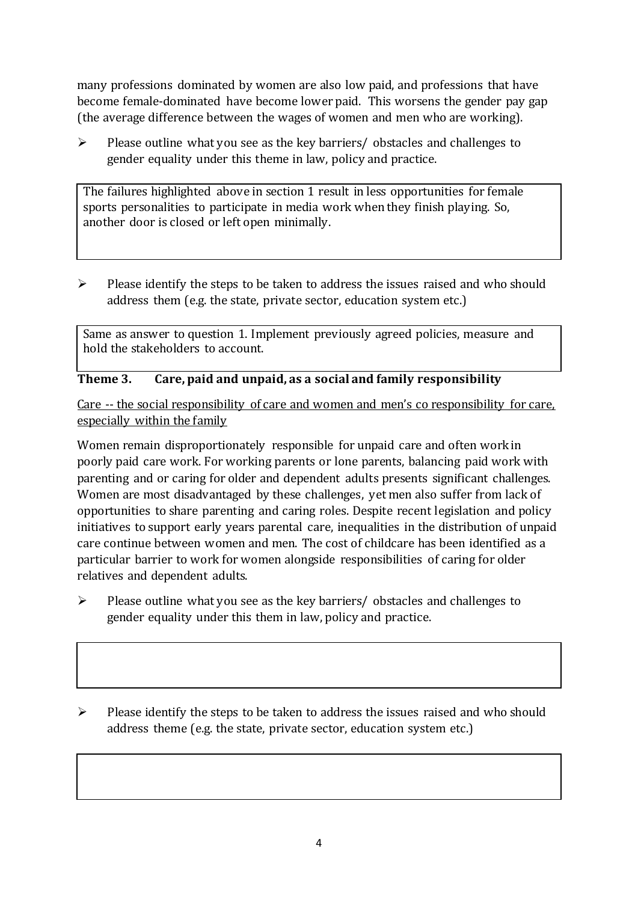many professions dominated by women are also low paid, and professions that have become female-dominated have become lower paid. This worsens the gender pay gap (the average difference between the wages of women and men who are working).

- Please outline what you see as the key barriers/ obstacles and challenges to gender equality under this theme in law, policy and practice.

> The failures highlighted above in section 1 result in less opportunities for female sports personalities to participate in media work when they finish playing. So, another door is closed or left open minimally.

- Please identify the steps to be taken to address the issues raised and who should address them (e.g. the state, private sector, education system etc.)

> Same as answer to question 1. Implement previously agreed policies, measure and hold the stakeholders to account.

### Theme 3. Care, paid and unpaid, as a social and family responsibility

Care -- the social responsibility of care and women and men's co responsibility for care, especially within the family

Women remain disproportionately responsible for unpaid care and often work in poorly paid care work. For working parents or lone parents, balancing paid work with parenting and or caring for older and dependent adults presents significant challenges. Women are most disadvantaged by these challenges, yet men also suffer from lack of opportunities to share parenting and caring roles. Despite recent legislation and policy initiatives to support early years parental care, inequalities in the distribution of unpaid care continue between women and men. The cost of childcare has been identified as a particular barrier to work for women alongside responsibilities of caring for older relatives and dependent adults.

- Please outline what you see as the key barriers/ obstacles and challenges to gender equality under this them in law, policy and practice.

- Please identify the steps to be taken to address the issues raised and who should address theme (e.g. the state, private sector, education system etc.)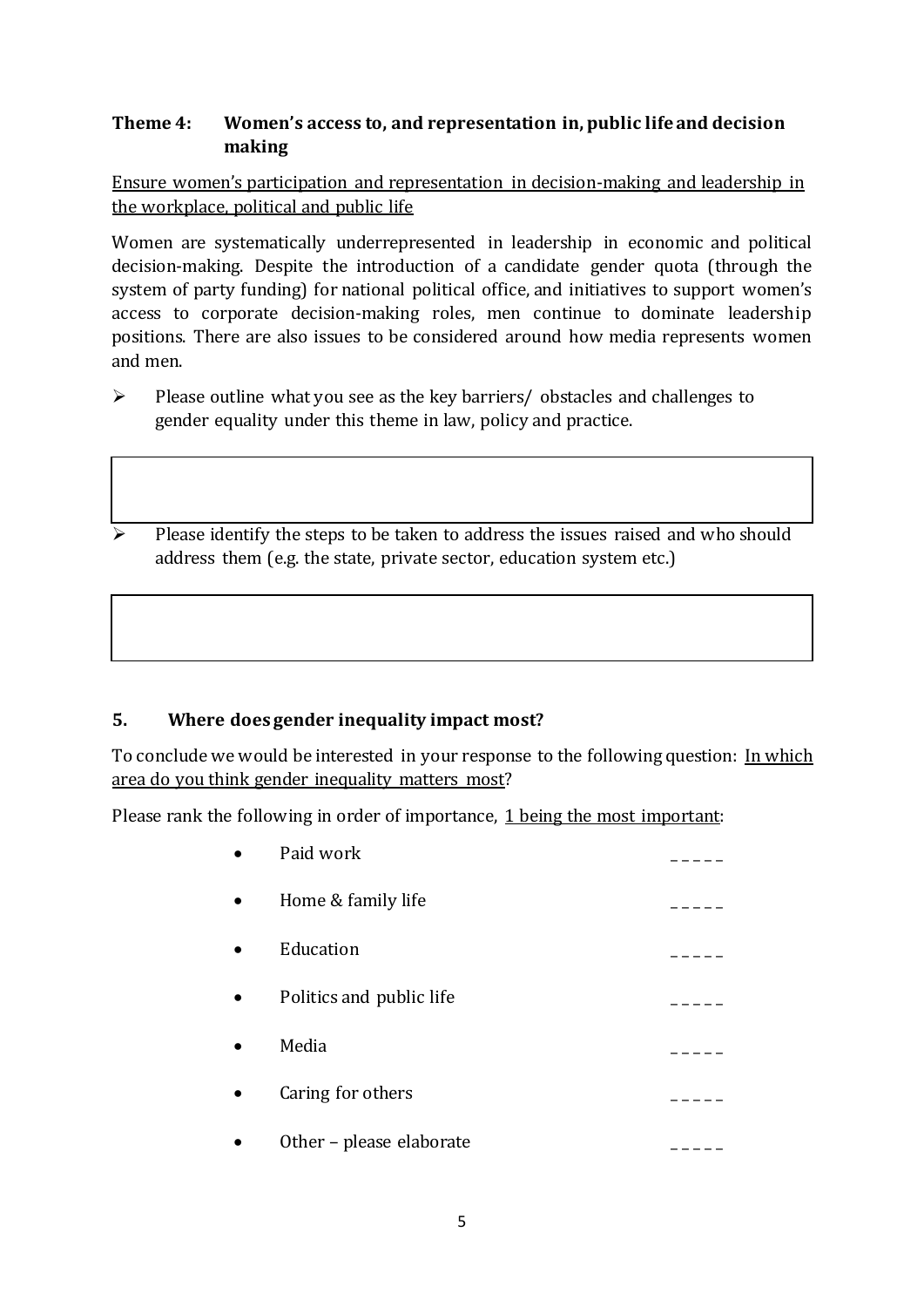### Theme 4: Women's access to, and representation in, public life and decision making

Ensure women's participation and representation in decision-making and leadership in the workplace, political and public life

Women are systematically underrepresented in leadership in economic and political decision-making. Despite the introduction of a candidate gender quota (through the system of party funding) for national political office, and initiatives to support women's access to corporate decision-making roles, men continue to dominate leadership positions. There are also issues to be considered around how media represents women and men.

- Please outline what you see as the key barriers/ obstacles and challenges to gender equality under this theme in law, policy and practice.

- Please identify the steps to be taken to address the issues raised and who should address them (e.g. the state, private sector, education system etc.)

## 5. Where does gender inequality impact most?

To conclude we would be interested in your response to the following question: In which area do you think gender inequality matters most?

Please rank the following in order of importance, 1 being the most important:

- Paid work _____
- Home & family life _____
- Education _____
- Politics and public life _____
- Media _____
- Caring for others _____
- Other – please elaborate _____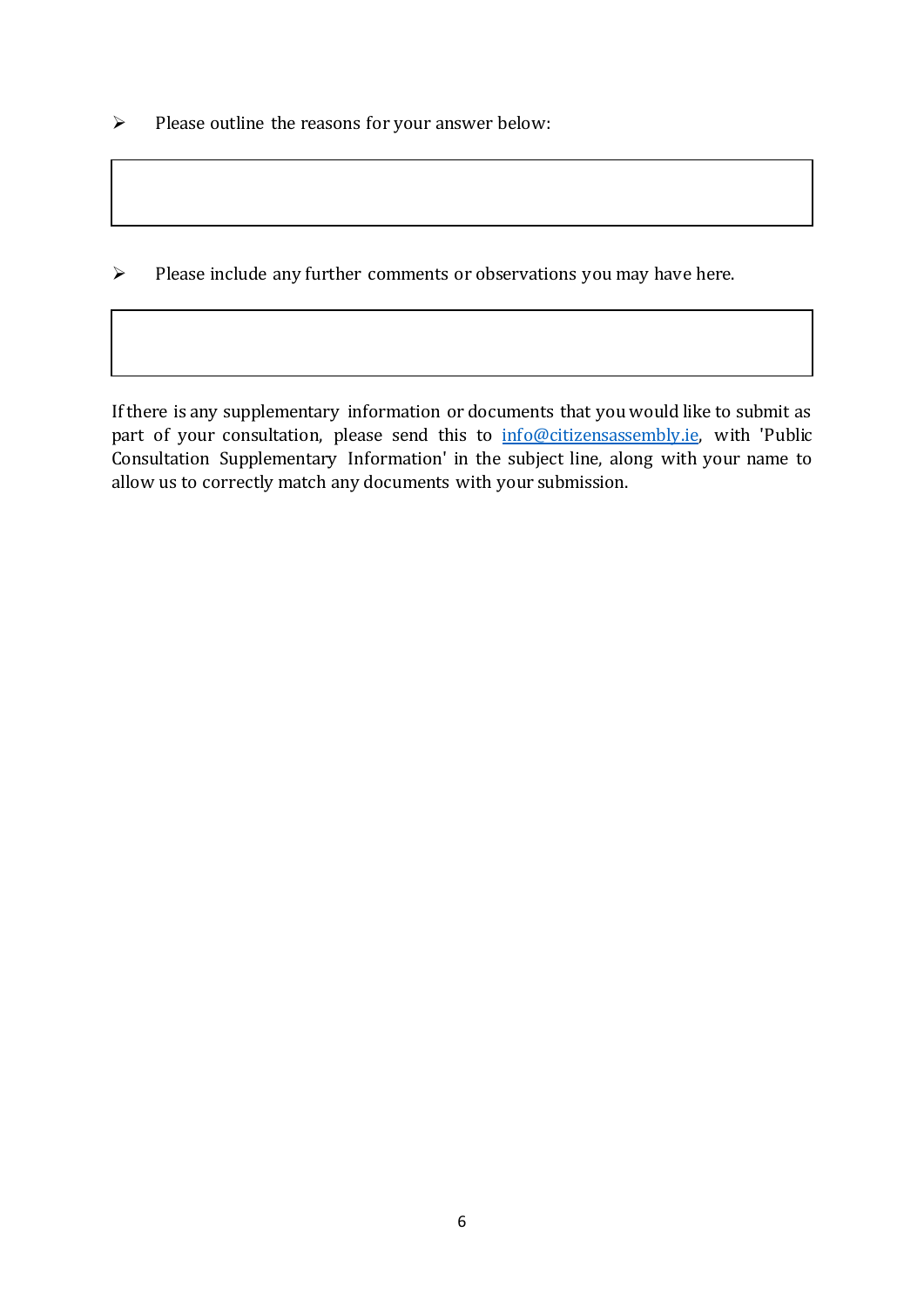- Please outline the reasons for your answer below:

| |
|---|
| |

- Please include any further comments or observations you may have here.

| |
|---|
| |

If there is any supplementary information or documents that you would like to submit as part of your consultation, please send this to [info@citizensassembly.ie](mailto:info@citizensassembly.ie), with 'Public Consultation Supplementary Information' in the subject line, along with your name to allow us to correctly match any documents with your submission.